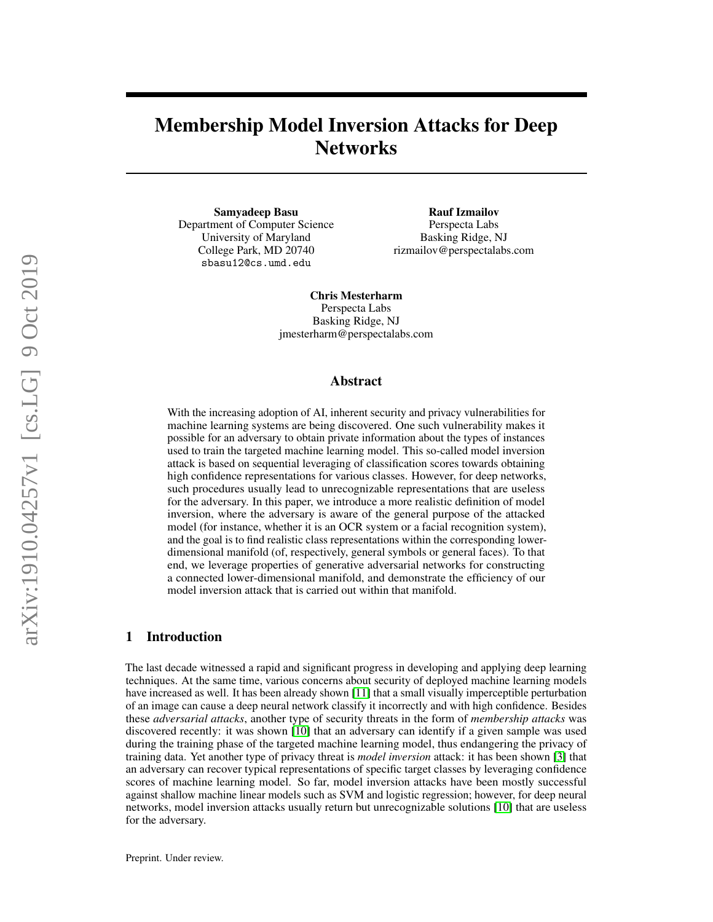# Membership Model Inversion Attacks for Deep Networks

**Samyadeep Basu**
Department of Computer Science
University of Maryland
College Park, MD 20740
`sbasu12@cs.umd.edu`

**Rauf Izmailov**
Perspecta Labs
Basking Ridge, NJ
rizmailov@perspectalabs.com

**Chris Mesterharm**
Perspecta Labs
Basking Ridge, NJ
jmesterharm@perspectalabs.com

## Abstract

With the increasing adoption of AI, inherent security and privacy vulnerabilities for machine learning systems are being discovered. One such vulnerability makes it possible for an adversary to obtain private information about the types of instances used to train the targeted machine learning model. This so-called model inversion attack is based on sequential leveraging of classification scores towards obtaining high confidence representations for various classes. However, for deep networks, such procedures usually lead to unrecognizable representations that are useless for the adversary. In this paper, we introduce a more realistic definition of model inversion, where the adversary is aware of the general purpose of the attacked model (for instance, whether it is an OCR system or a facial recognition system), and the goal is to find realistic class representations within the corresponding lower-dimensional manifold (of, respectively, general symbols or general faces). To that end, we leverage properties of generative adversarial networks for constructing a connected lower-dimensional manifold, and demonstrate the efficiency of our model inversion attack that is carried out within that manifold.

## 1 Introduction

The last decade witnessed a rapid and significant progress in developing and applying deep learning techniques. At the same time, various concerns about security of deployed machine learning models have increased as well. It has been already shown [11] that a small visually imperceptible perturbation of an image can cause a deep neural network classify it incorrectly and with high confidence. Besides these *adversarial attacks*, another type of security threats in the form of *membership attacks* was discovered recently: it was shown [10] that an adversary can identify if a given sample was used during the training phase of the targeted machine learning model, thus endangering the privacy of training data. Yet another type of privacy threat is *model inversion* attack: it has been shown [3] that an adversary can recover typical representations of specific target classes by leveraging confidence scores of machine learning model. So far, model inversion attacks have been mostly successful against shallow machine linear models such as SVM and logistic regression; however, for deep neural networks, model inversion attacks usually return but unrecognizable solutions [10] that are useless for the adversary.

Preprint. Under review.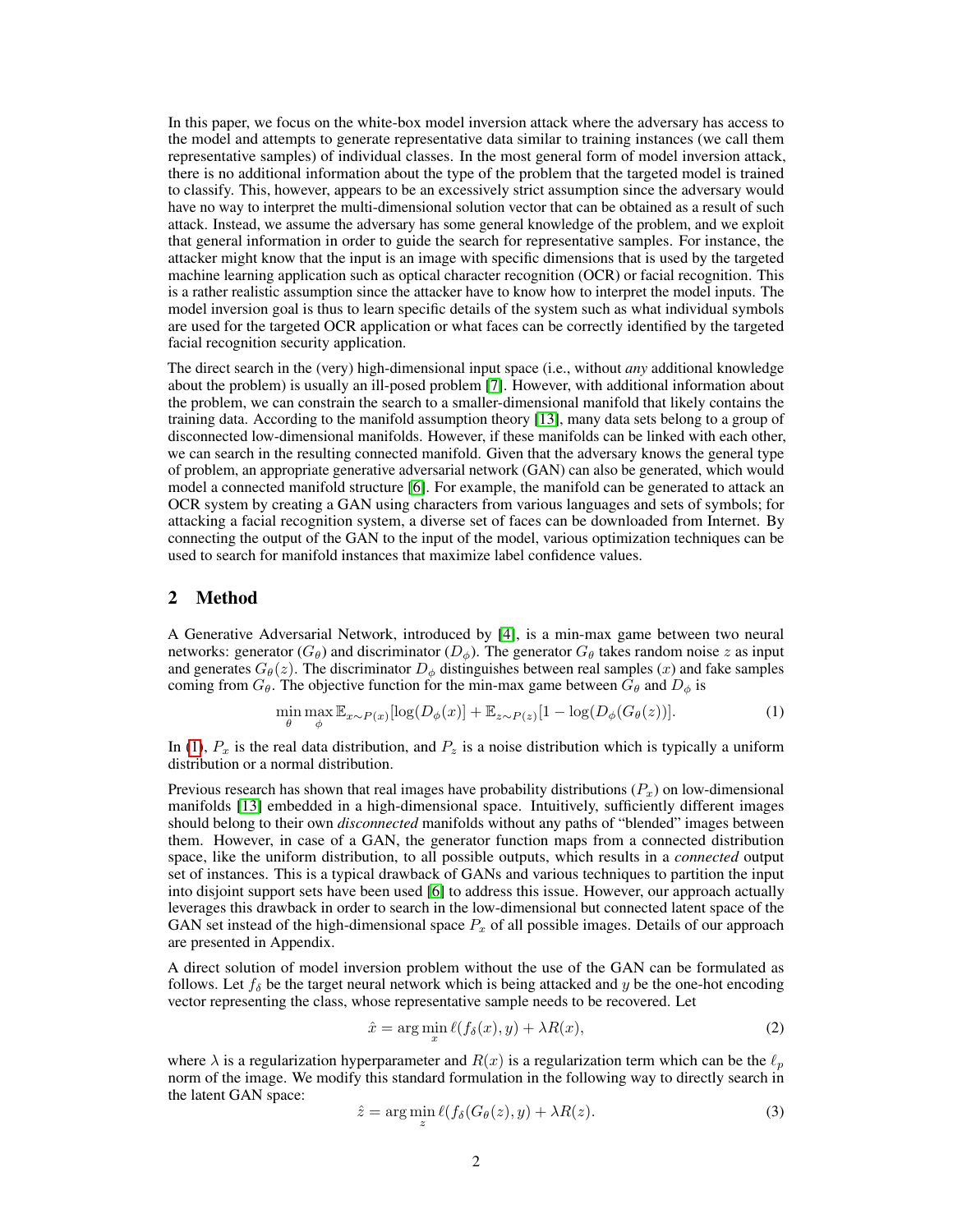In this paper, we focus on the white-box model inversion attack where the adversary has access to the model and attempts to generate representative data similar to training instances (we call them representative samples) of individual classes. In the most general form of model inversion attack, there is no additional information about the type of the problem that the targeted model is trained to classify. This, however, appears to be an excessively strict assumption since the adversary would have no way to interpret the multi-dimensional solution vector that can be obtained as a result of such attack. Instead, we assume the adversary has some general knowledge of the problem, and we exploit that general information in order to guide the search for representative samples. For instance, the attacker might know that the input is an image with specific dimensions that is used by the targeted machine learning application such as optical character recognition (OCR) or facial recognition. This is a rather realistic assumption since the attacker have to know how to interpret the model inputs. The model inversion goal is thus to learn specific details of the system such as what individual symbols are used for the targeted OCR application or what faces can be correctly identified by the targeted facial recognition security application.

The direct search in the (very) high-dimensional input space (i.e., without *any* additional knowledge about the problem) is usually an ill-posed problem [7]. However, with additional information about the problem, we can constrain the search to a smaller-dimensional manifold that likely contains the training data. According to the manifold assumption theory [13], many data sets belong to a group of disconnected low-dimensional manifolds. However, if these manifolds can be linked with each other, we can search in the resulting connected manifold. Given that the adversary knows the general type of problem, an appropriate generative adversarial network (GAN) can also be generated, which would model a connected manifold structure [6]. For example, the manifold can be generated to attack an OCR system by creating a GAN using characters from various languages and sets of symbols; for attacking a facial recognition system, a diverse set of faces can be downloaded from Internet. By connecting the output of the GAN to the input of the model, various optimization techniques can be used to search for manifold instances that maximize label confidence values.

## 2 Method

A Generative Adversarial Network, introduced by [4], is a min-max game between two neural networks: generator ($G_\theta$) and discriminator ($D_\phi$). The generator $G_\theta$ takes random noise $z$ as input and generates $G_\theta(z)$. The discriminator $D_\phi$ distinguishes between real samples ($x$) and fake samples coming from $G_\theta$. The objective function for the min-max game between $G_\theta$ and $D_\phi$ is

$$\min_\theta \max_\phi \mathbb{E}_{x \sim P(x)}[\log(D_\phi(x)] + \mathbb{E}_{z \sim P(z)}[1 - \log(D_\phi(G_\theta(z))]. \tag{1}$$

In (1), $P_x$ is the real data distribution, and $P_z$ is a noise distribution which is typically a uniform distribution or a normal distribution.

Previous research has shown that real images have probability distributions ($P_x$) on low-dimensional manifolds [13] embedded in a high-dimensional space. Intuitively, sufficiently different images should belong to their own *disconnected* manifolds without any paths of "blended" images between them. However, in case of a GAN, the generator function maps from a connected distribution space, like the uniform distribution, to all possible outputs, which results in a *connected* output set of instances. This is a typical drawback of GANs and various techniques to partition the input into disjoint support sets have been used [6] to address this issue. However, our approach actually leverages this drawback in order to search in the low-dimensional but connected latent space of the GAN set instead of the high-dimensional space $P_x$ of all possible images. Details of our approach are presented in Appendix.

A direct solution of model inversion problem without the use of the GAN can be formulated as follows. Let $f_\delta$ be the target neural network which is being attacked and $y$ be the one-hot encoding vector representing the class, whose representative sample needs to be recovered. Let

$$\hat{x} = \arg\min_x \ell(f_\delta(x), y) + \lambda R(x), \tag{2}$$

where $\lambda$ is a regularization hyperparameter and $R(x)$ is a regularization term which can be the $\ell_p$ norm of the image. We modify this standard formulation in the following way to directly search in the latent GAN space:

$$\hat{z} = \arg\min_z \ell(f_\delta(G_\theta(z), y) + \lambda R(z). \tag{3}$$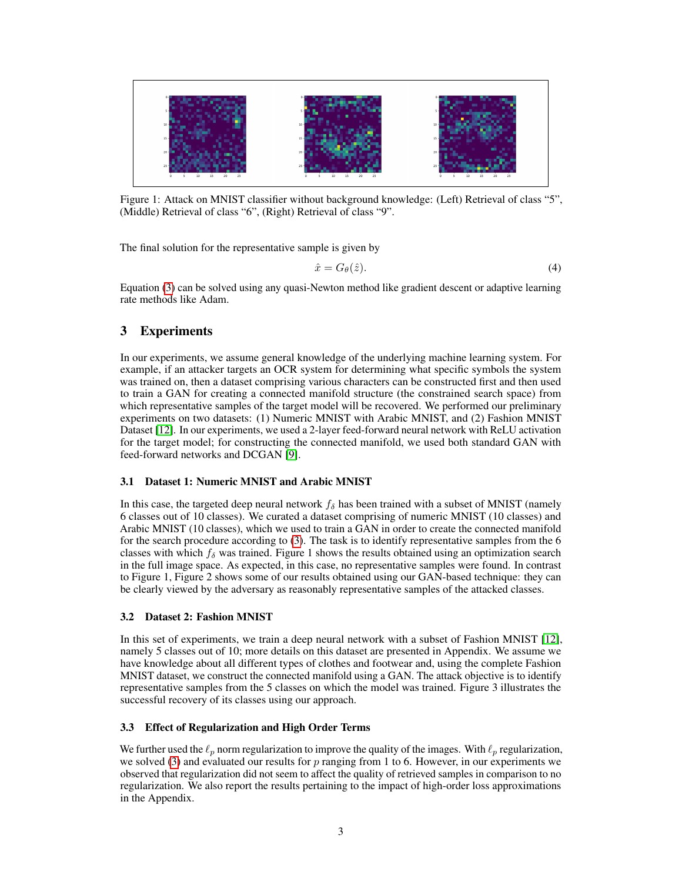Figure 1: Attack on MNIST classifier without background knowledge: (Left) Retrieval of class "5", (Middle) Retrieval of class "6", (Right) Retrieval of class "9".

The final solution for the representative sample is given by

$$\hat{x} = G_\theta(\hat{z}). \tag{4}$$

Equation (3) can be solved using any quasi-Newton method like gradient descent or adaptive learning rate methods like Adam.

## 3 Experiments

In our experiments, we assume general knowledge of the underlying machine learning system. For example, if an attacker targets an OCR system for determining what specific symbols the system was trained on, then a dataset comprising various characters can be constructed first and then used to train a GAN for creating a connected manifold structure (the constrained search space) from which representative samples of the target model will be recovered. We performed our preliminary experiments on two datasets: (1) Numeric MNIST with Arabic MNIST, and (2) Fashion MNIST Dataset [12]. In our experiments, we used a 2-layer feed-forward neural network with ReLU activation for the target model; for constructing the connected manifold, we used both standard GAN with feed-forward networks and DCGAN [9].

### 3.1 Dataset 1: Numeric MNIST and Arabic MNIST

In this case, the targeted deep neural network $f_\delta$ has been trained with a subset of MNIST (namely 6 classes out of 10 classes). We curated a dataset comprising of numeric MNIST (10 classes) and Arabic MNIST (10 classes), which we used to train a GAN in order to create the connected manifold for the search procedure according to (3). The task is to identify representative samples from the 6 classes with which $f_\delta$ was trained. Figure 1 shows the results obtained using an optimization search in the full image space. As expected, in this case, no representative samples were found. In contrast to Figure 1, Figure 2 shows some of our results obtained using our GAN-based technique: they can be clearly viewed by the adversary as reasonably representative samples of the attacked classes.

### 3.2 Dataset 2: Fashion MNIST

In this set of experiments, we train a deep neural network with a subset of Fashion MNIST [12], namely 5 classes out of 10; more details on this dataset are presented in Appendix. We assume we have knowledge about all different types of clothes and footwear and, using the complete Fashion MNIST dataset, we construct the connected manifold using a GAN. The attack objective is to identify representative samples from the 5 classes on which the model was trained. Figure 3 illustrates the successful recovery of its classes using our approach.

### 3.3 Effect of Regularization and High Order Terms

We further used the $\ell_p$ norm regularization to improve the quality of the images. With $\ell_p$ regularization, we solved (3) and evaluated our results for $p$ ranging from 1 to 6. However, in our experiments we observed that regularization did not seem to affect the quality of retrieved samples in comparison to no regularization. We also report the results pertaining to the impact of high-order loss approximations in the Appendix.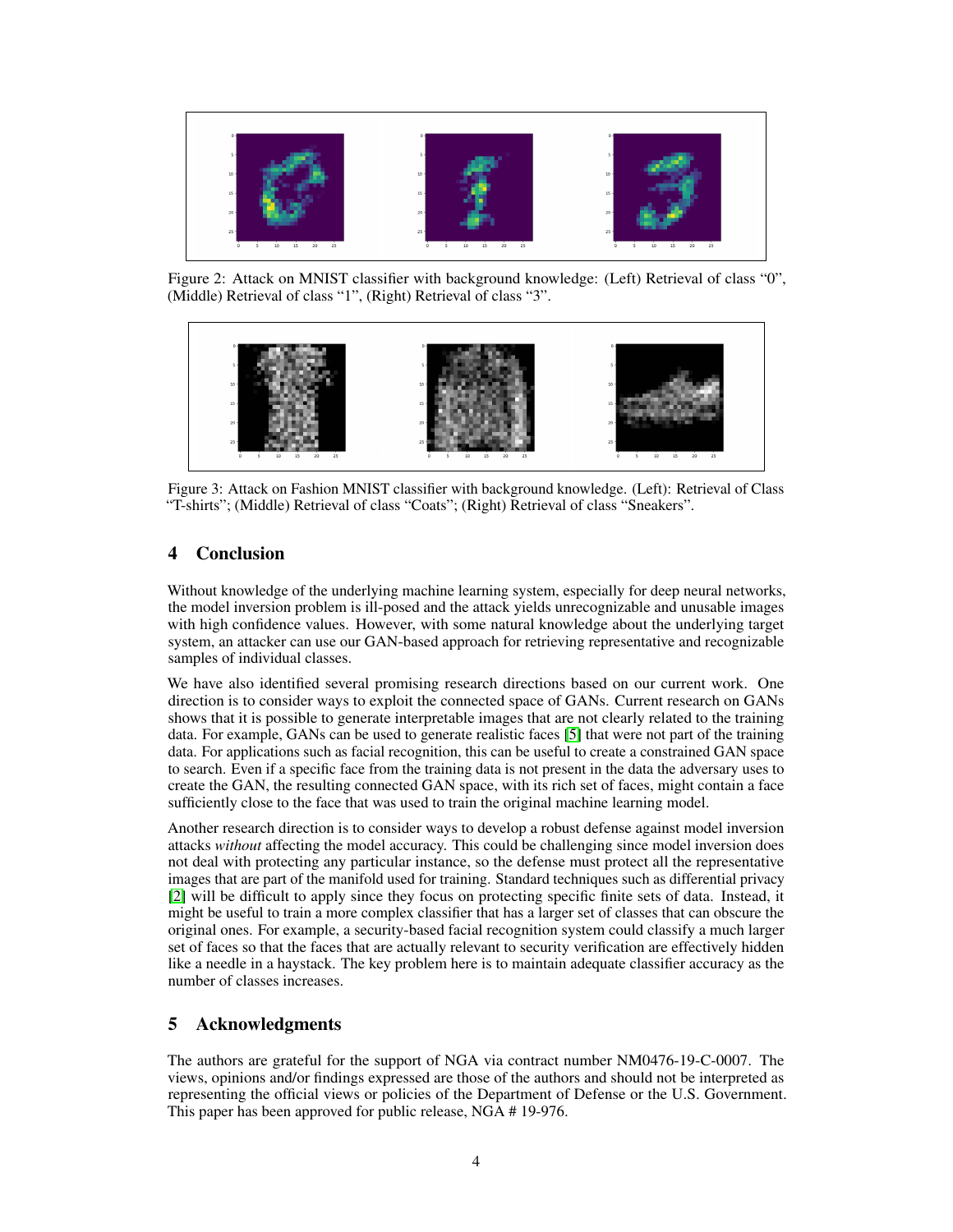Figure 2: Attack on MNIST classifier with background knowledge: (Left) Retrieval of class "0", (Middle) Retrieval of class "1", (Right) Retrieval of class "3".

Figure 3: Attack on Fashion MNIST classifier with background knowledge. (Left): Retrieval of Class "T-shirts"; (Middle) Retrieval of class "Coats"; (Right) Retrieval of class "Sneakers".

## 4 Conclusion

Without knowledge of the underlying machine learning system, especially for deep neural networks, the model inversion problem is ill-posed and the attack yields unrecognizable and unusable images with high confidence values. However, with some natural knowledge about the underlying target system, an attacker can use our GAN-based approach for retrieving representative and recognizable samples of individual classes.

We have also identified several promising research directions based on our current work. One direction is to consider ways to exploit the connected space of GANs. Current research on GANs shows that it is possible to generate interpretable images that are not clearly related to the training data. For example, GANs can be used to generate realistic faces [5] that were not part of the training data. For applications such as facial recognition, this can be useful to create a constrained GAN space to search. Even if a specific face from the training data is not present in the data the adversary uses to create the GAN, the resulting connected GAN space, with its rich set of faces, might contain a face sufficiently close to the face that was used to train the original machine learning model.

Another research direction is to consider ways to develop a robust defense against model inversion attacks *without* affecting the model accuracy. This could be challenging since model inversion does not deal with protecting any particular instance, so the defense must protect all the representative images that are part of the manifold used for training. Standard techniques such as differential privacy [2] will be difficult to apply since they focus on protecting specific finite sets of data. Instead, it might be useful to train a more complex classifier that has a larger set of classes that can obscure the original ones. For example, a security-based facial recognition system could classify a much larger set of faces so that the faces that are actually relevant to security verification are effectively hidden like a needle in a haystack. The key problem here is to maintain adequate classifier accuracy as the number of classes increases.

## 5 Acknowledgments

The authors are grateful for the support of NGA via contract number NM0476-19-C-0007. The views, opinions and/or findings expressed are those of the authors and should not be interpreted as representing the official views or policies of the Department of Defense or the U.S. Government. This paper has been approved for public release, NGA # 19-976.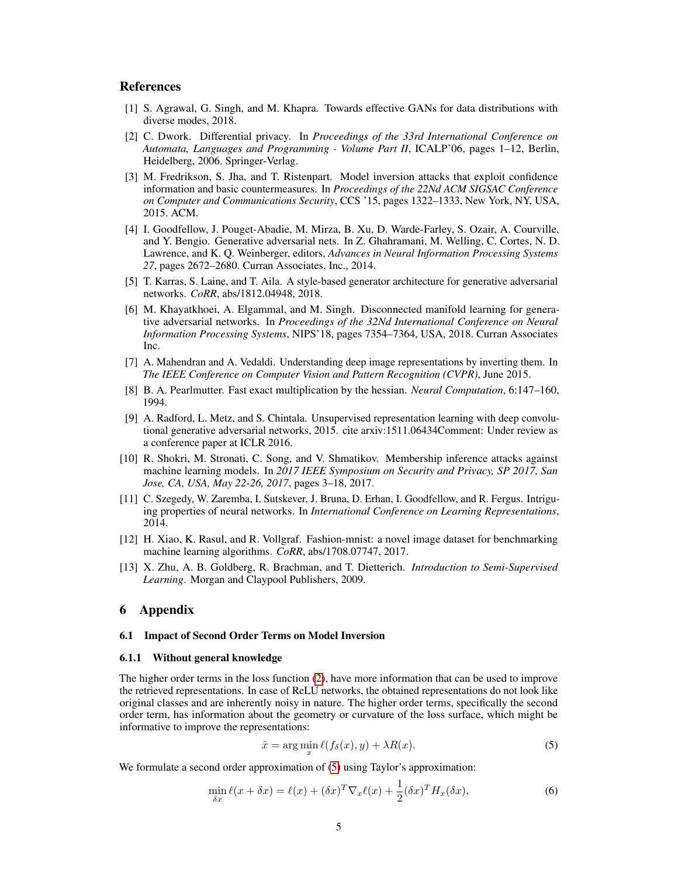## References

[1] S. Agrawal, G. Singh, and M. Khapra. Towards effective GANs for data distributions with diverse modes, 2018.

[2] C. Dwork. Differential privacy. In *Proceedings of the 33rd International Conference on Automata, Languages and Programming - Volume Part II*, ICALP'06, pages 1–12, Berlin, Heidelberg, 2006. Springer-Verlag.

[3] M. Fredrikson, S. Jha, and T. Ristenpart. Model inversion attacks that exploit confidence information and basic countermeasures. In *Proceedings of the 22Nd ACM SIGSAC Conference on Computer and Communications Security*, CCS '15, pages 1322–1333, New York, NY, USA, 2015. ACM.

[4] I. Goodfellow, J. Pouget-Abadie, M. Mirza, B. Xu, D. Warde-Farley, S. Ozair, A. Courville, and Y. Bengio. Generative adversarial nets. In Z. Ghahramani, M. Welling, C. Cortes, N. D. Lawrence, and K. Q. Weinberger, editors, *Advances in Neural Information Processing Systems 27*, pages 2672–2680. Curran Associates, Inc., 2014.

[5] T. Karras, S. Laine, and T. Aila. A style-based generator architecture for generative adversarial networks. *CoRR*, abs/1812.04948, 2018.

[6] M. Khayatkhoei, A. Elgammal, and M. Singh. Disconnected manifold learning for generative adversarial networks. In *Proceedings of the 32Nd International Conference on Neural Information Processing Systems*, NIPS'18, pages 7354–7364, USA, 2018. Curran Associates Inc.

[7] A. Mahendran and A. Vedaldi. Understanding deep image representations by inverting them. In *The IEEE Conference on Computer Vision and Pattern Recognition (CVPR)*, June 2015.

[8] B. A. Pearlmutter. Fast exact multiplication by the hessian. *Neural Computation*, 6:147–160, 1994.

[9] A. Radford, L. Metz, and S. Chintala. Unsupervised representation learning with deep convolutional generative adversarial networks, 2015. cite arxiv:1511.06434Comment: Under review as a conference paper at ICLR 2016.

[10] R. Shokri, M. Stronati, C. Song, and V. Shmatikov. Membership inference attacks against machine learning models. In *2017 IEEE Symposium on Security and Privacy, SP 2017, San Jose, CA, USA, May 22-26, 2017*, pages 3–18, 2017.

[11] C. Szegedy, W. Zaremba, I. Sutskever, J. Bruna, D. Erhan, I. Goodfellow, and R. Fergus. Intriguing properties of neural networks. In *International Conference on Learning Representations*, 2014.

[12] H. Xiao, K. Rasul, and R. Vollgraf. Fashion-mnist: a novel image dataset for benchmarking machine learning algorithms. *CoRR*, abs/1708.07747, 2017.

[13] X. Zhu, A. B. Goldberg, R. Brachman, and T. Dietterich. *Introduction to Semi-Supervised Learning*. Morgan and Claypool Publishers, 2009.

## 6 Appendix

### 6.1 Impact of Second Order Terms on Model Inversion

#### 6.1.1 Without general knowledge

The higher order terms in the loss function (2), have more information that can be used to improve the retrieved representations. In case of ReLU networks, the obtained representations do not look like original classes and are inherently noisy in nature. The higher order terms, specifically the second order term, has information about the geometry or curvature of the loss surface, which might be informative to improve the representations:

$$\hat{x} = \arg\min_{x} \ell(f_\delta(x), y) + \lambda R(x). \tag{5}$$

We formulate a second order approximation of (5) using Taylor's approximation:

$$\min_{\delta x} \ell(x + \delta x) = \ell(x) + (\delta x)^T \nabla_x \ell(x) + \frac{1}{2}(\delta x)^T H_x (\delta x), \tag{6}$$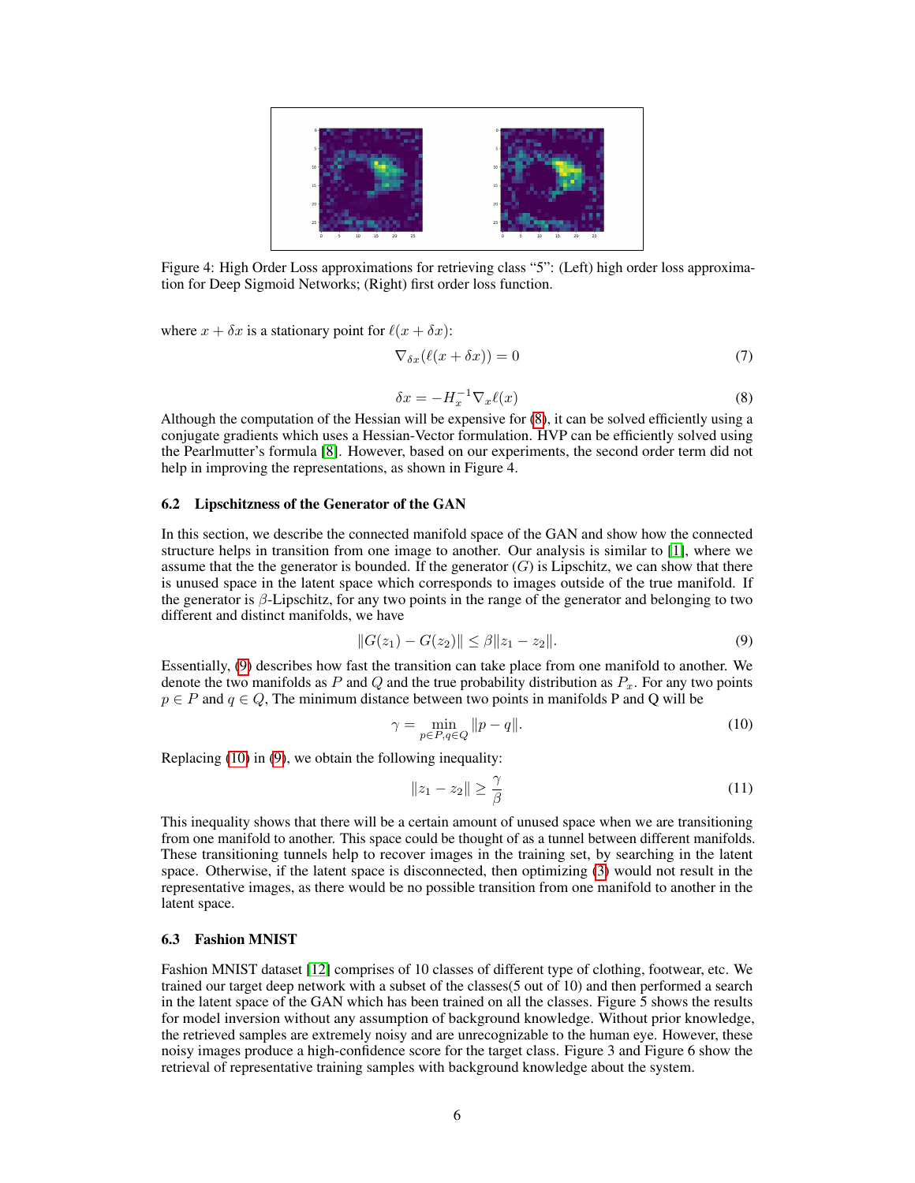Figure 4: High Order Loss approximations for retrieving class "5": (Left) high order loss approximation for Deep Sigmoid Networks; (Right) first order loss function.

where $x + \delta x$ is a stationary point for $\ell(x + \delta x)$:

$$\nabla_{\delta x}(\ell(x + \delta x)) = 0 \tag{7}$$

$$\delta x = -H_x^{-1} \nabla_x \ell(x) \tag{8}$$

Although the computation of the Hessian will be expensive for (8), it can be solved efficiently using a conjugate gradients which uses a Hessian-Vector formulation. HVP can be efficiently solved using the Pearlmutter's formula [8]. However, based on our experiments, the second order term did not help in improving the representations, as shown in Figure 4.

### 6.2 Lipschitzness of the Generator of the GAN

In this section, we describe the connected manifold space of the GAN and show how the connected structure helps in transition from one image to another. Our analysis is similar to [1], where we assume that the the generator is bounded. If the generator ($G$) is Lipschitz, we can show that there is unused space in the latent space which corresponds to images outside of the true manifold. If the generator is $\beta$-Lipschitz, for any two points in the range of the generator and belonging to two different and distinct manifolds, we have

$$\|G(z_1) - G(z_2)\| \leq \beta \|z_1 - z_2\|. \tag{9}$$

Essentially, (9) describes how fast the transition can take place from one manifold to another. We denote the two manifolds as $P$ and $Q$ and the true probability distribution as $P_x$. For any two points $p \in P$ and $q \in Q$, The minimum distance between two points in manifolds P and Q will be

$$\gamma = \min_{p \in P, q \in Q} \|p - q\|. \tag{10}$$

Replacing (10) in (9), we obtain the following inequality:

$$\|z_1 - z_2\| \geq \frac{\gamma}{\beta} \tag{11}$$

This inequality shows that there will be a certain amount of unused space when we are transitioning from one manifold to another. This space could be thought of as a tunnel between different manifolds. These transitioning tunnels help to recover images in the training set, by searching in the latent space. Otherwise, if the latent space is disconnected, then optimizing (3) would not result in the representative images, as there would be no possible transition from one manifold to another in the latent space.

### 6.3 Fashion MNIST

Fashion MNIST dataset [12] comprises of 10 classes of different type of clothing, footwear, etc. We trained our target deep network with a subset of the classes(5 out of 10) and then performed a search in the latent space of the GAN which has been trained on all the classes. Figure 5 shows the results for model inversion without any assumption of background knowledge. Without prior knowledge, the retrieved samples are extremely noisy and are unrecognizable to the human eye. However, these noisy images produce a high-confidence score for the target class. Figure 3 and Figure 6 show the retrieval of representative training samples with background knowledge about the system.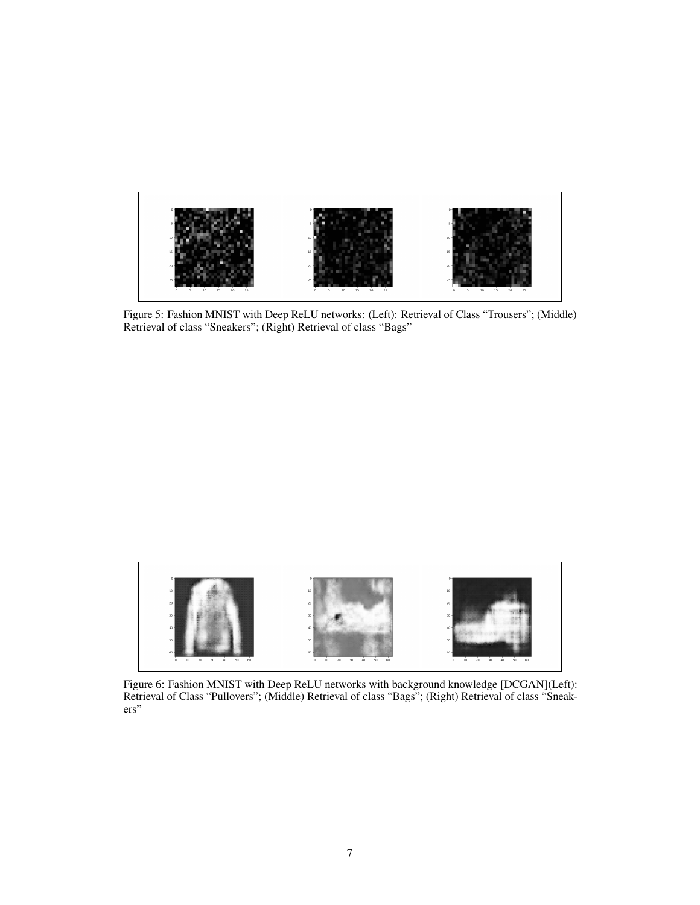Figure 5: Fashion MNIST with Deep ReLU networks: (Left): Retrieval of Class "Trousers"; (Middle) Retrieval of class "Sneakers"; (Right) Retrieval of class "Bags"

Figure 6: Fashion MNIST with Deep ReLU networks with background knowledge [DCGAN](Left): Retrieval of Class "Pullovers"; (Middle) Retrieval of class "Bags"; (Right) Retrieval of class "Sneakers"